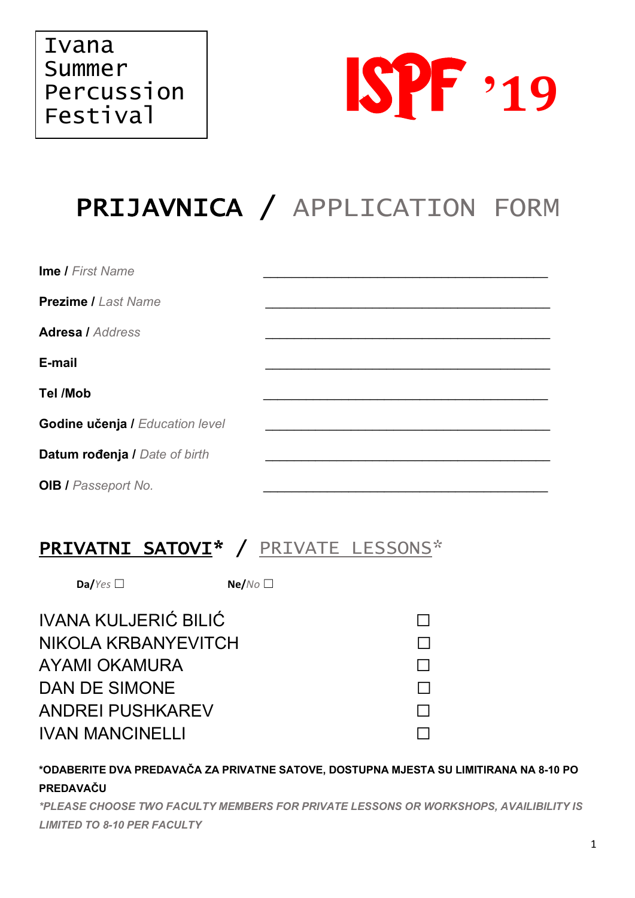Ivana Summer Percussion Festival

ISPF '19

# PRIJAVNICA / APPLICATION FORM

**Ime /** *First Name* \_\_\_\_\_\_\_\_\_\_\_\_\_\_\_\_\_\_\_\_\_\_\_\_\_\_\_\_\_\_\_\_\_\_\_\_\_\_\_\_

**Prezime /** *Last Name* \_\_\_\_\_\_\_\_\_\_\_\_\_\_\_\_\_\_\_\_\_\_\_\_\_\_\_\_\_\_\_\_\_\_\_\_\_\_\_\_

**Adresa /** *Address* \_\_\_\_\_\_\_\_\_\_\_\_\_\_\_\_\_\_\_\_\_\_\_\_\_\_\_\_\_\_\_\_\_\_\_\_\_\_\_\_

**E-mail** \_\_\_\_\_\_\_\_\_\_\_\_\_\_\_\_\_\_\_\_\_\_\_\_\_\_\_\_\_\_\_\_\_\_\_\_\_\_\_\_

**Tel /Mob** \_\_\_\_\_\_\_\_\_\_\_\_\_\_\_\_\_\_\_\_\_\_\_\_\_\_\_\_\_\_\_\_\_\_\_\_\_\_\_\_

**Godine učenja /** *Education level* \_\_\_\_\_\_\_\_\_\_\_\_\_\_\_\_\_\_\_\_\_\_\_\_\_\_\_\_\_\_\_\_\_\_\_\_\_\_\_\_

**Datum rođenja /** *Date of birth* \_\_\_\_\_\_\_\_\_\_\_\_\_\_\_\_\_\_\_\_\_\_\_\_\_\_\_\_\_\_\_\_\_\_\_\_\_\_\_\_

**OIB /** *Passeport No.* \_\_\_\_\_\_\_\_\_\_\_\_\_\_\_\_\_\_\_\_\_\_\_\_\_\_\_\_\_\_\_\_\_\_\_\_\_\_\_\_

## PRIVATNI SATOVI* / PRIVATE LESSONS*

**Da/***Yes* ☐ **Ne/***No* ☐

IVANA KULJERIĆ BILIĆ ☐
NIKOLA KRBANYEVITCH ☐
AYAMI OKAMURA ☐
DAN DE SIMONE ☐
ANDREI PUSHKAREV ☐
IVAN MANCINELLI ☐

**\*ODABERITE DVA PREDAVAČA ZA PRIVATNE SATOVE, DOSTUPNA MJESTA SU LIMITIRANA NA 8-10 PO PREDAVAČU**

***\*PLEASE CHOOSE TWO FACULTY MEMBERS FOR PRIVATE LESSONS OR WORKSHOPS, AVAILIBILITY IS LIMITED TO 8-10 PER FACULTY***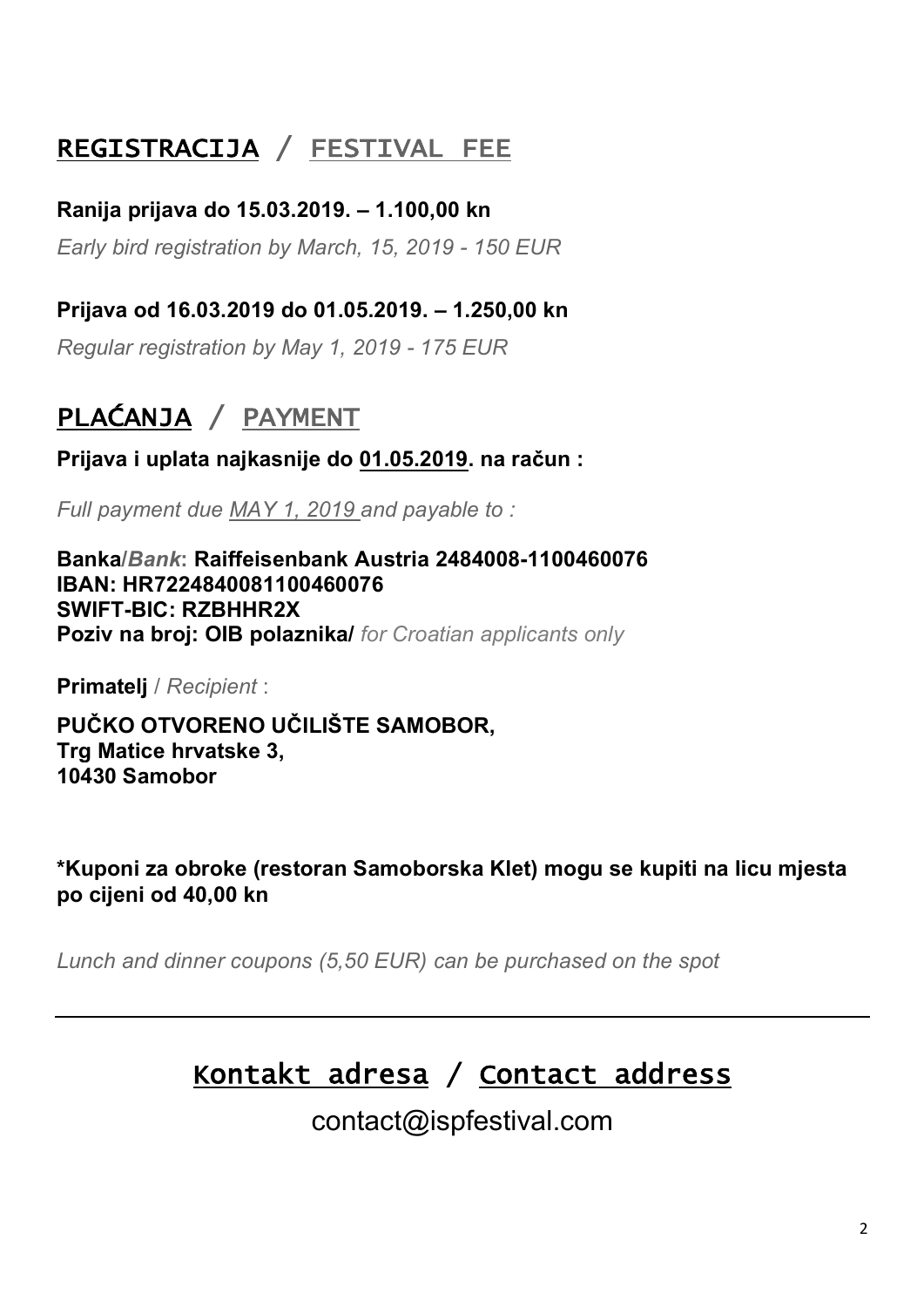## REGISTRACIJA / FESTIVAL FEE

**Ranija prijava do 15.03.2019. – 1.100,00 kn**

*Early bird registration by March, 15, 2019 - 150 EUR*

**Prijava od 16.03.2019 do 01.05.2019. – 1.250,00 kn**

*Regular registration by May 1, 2019 - 175 EUR*

## PLAĆANJA / PAYMENT

**Prijava i uplata najkasnije do 01.05.2019. na račun :**

*Full payment due MAY 1, 2019 and payable to :*

**Banka/*Bank*: Raiffeisenbank Austria 2484008-1100460076**
**IBAN: HR7224840081100460076**
**SWIFT-BIC: RZBHHR2X**
**Poziv na broj: OIB polaznika/** *for Croatian applicants only*

**Primatelj** / *Recipient* :

**PUČKO OTVORENO UČILIŠTE SAMOBOR,**
**Trg Matice hrvatske 3,**
**10430 Samobor**

**\*Kuponi za obroke (restoran Samoborska Klet) mogu se kupiti na licu mjesta po cijeni od 40,00 kn**

*Lunch and dinner coupons (5,50 EUR) can be purchased on the spot*

---

## Kontakt adresa / Contact address

contact@ispfestival.com